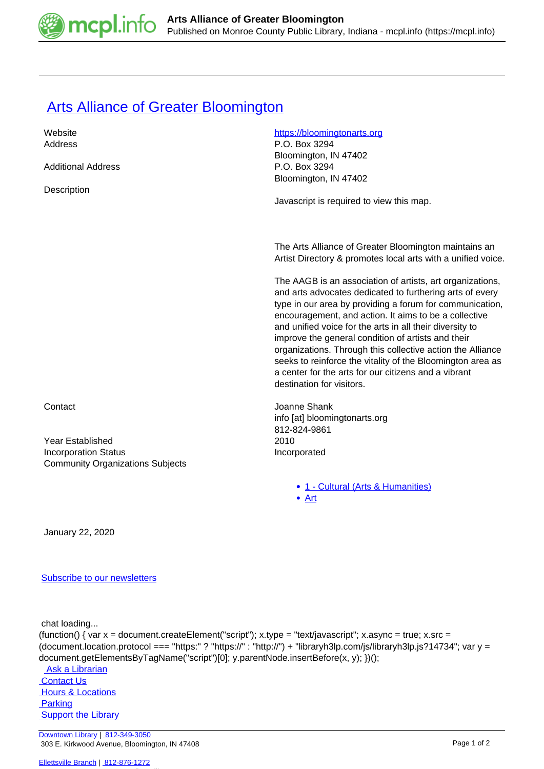# Arts Alliance of Greater Bloomington

| | |
|---|---|
| Website | https://bloomingtonarts.org |
| Address | P.O. Box 3294<br>Bloomington, IN 47402 |
| Additional Address | P.O. Box 3294<br>Bloomington, IN 47402 |
| Description | Javascript is required to view this map.<br><br>The Arts Alliance of Greater Bloomington maintains an Artist Directory & promotes local arts with a unified voice.<br><br>The AAGB is an association of artists, art organizations, and arts advocates dedicated to furthering arts of every type in our area by providing a forum for communication, encouragement, and action. It aims to be a collective and unified voice for the arts in all their diversity to improve the general condition of artists and their organizations. Through this collective action the Alliance seeks to reinforce the vitality of the Bloomington area as a center for the arts for our citizens and a vibrant destination for visitors. |
| Contact | Joanne Shank<br>info [at] bloomingtonarts.org<br>812-824-9861 |
| Year Established | 2010 |
| Incorporation Status | Incorporated |
| Community Organizations Subjects | • 1 - Cultural (Arts & Humanities)<br>• Art |

January 22, 2020

Subscribe to our newsletters

chat loading...

```
(function() { var x = document.createElement("script"); x.type = "text/javascript"; x.async = true; x.src = (document.location.protocol === "https:" ? "https://" : "http://") + "libraryh3lp.com/js/libraryh3lp.js?14734"; var y = document.getElementsByTagName("script")[0]; y.parentNode.insertBefore(x, y); })();
```

Ask a Librarian
Contact Us
Hours & Locations
Parking
Support the Library

Downtown Library | 812-349-3050
303 E. Kirkwood Avenue, Bloomington, IN 47408

Ellettsville Branch | 812-876-1272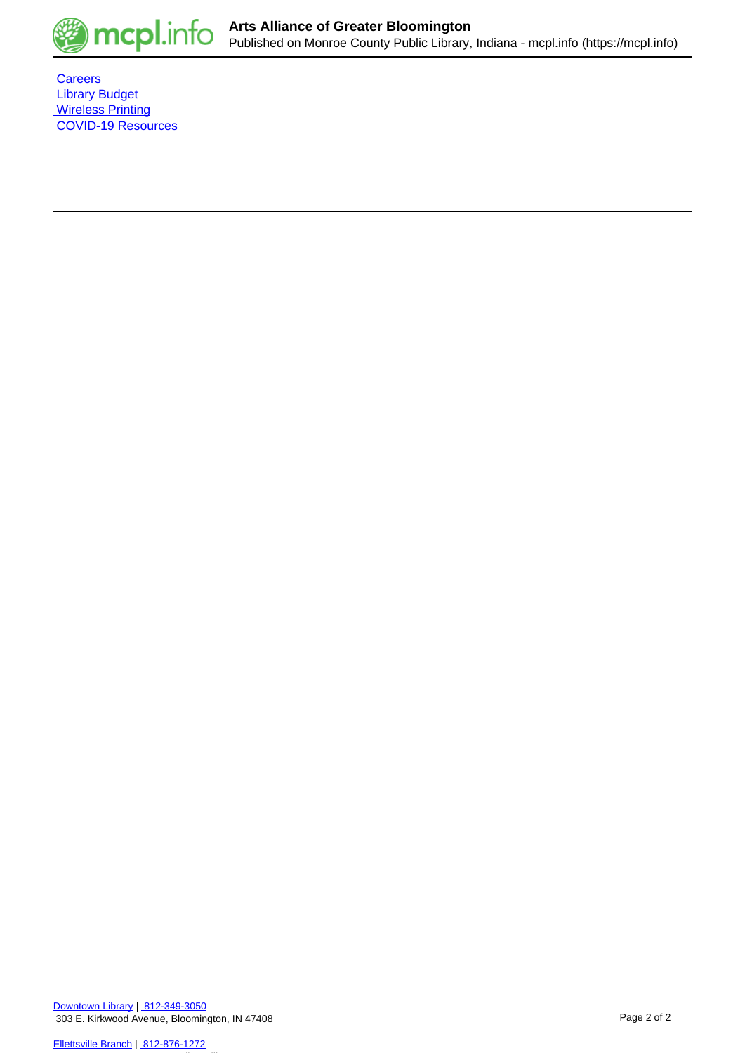[Careers](#)
[Library Budget](#)
[Wireless Printing](#)
[COVID-19 Resources](#)

---

[Downtown Library](#) | [812-349-3050](#)
303 E. Kirkwood Avenue, Bloomington, IN 47408

[Ellettsville Branch](#) | [812-876-1272](#)